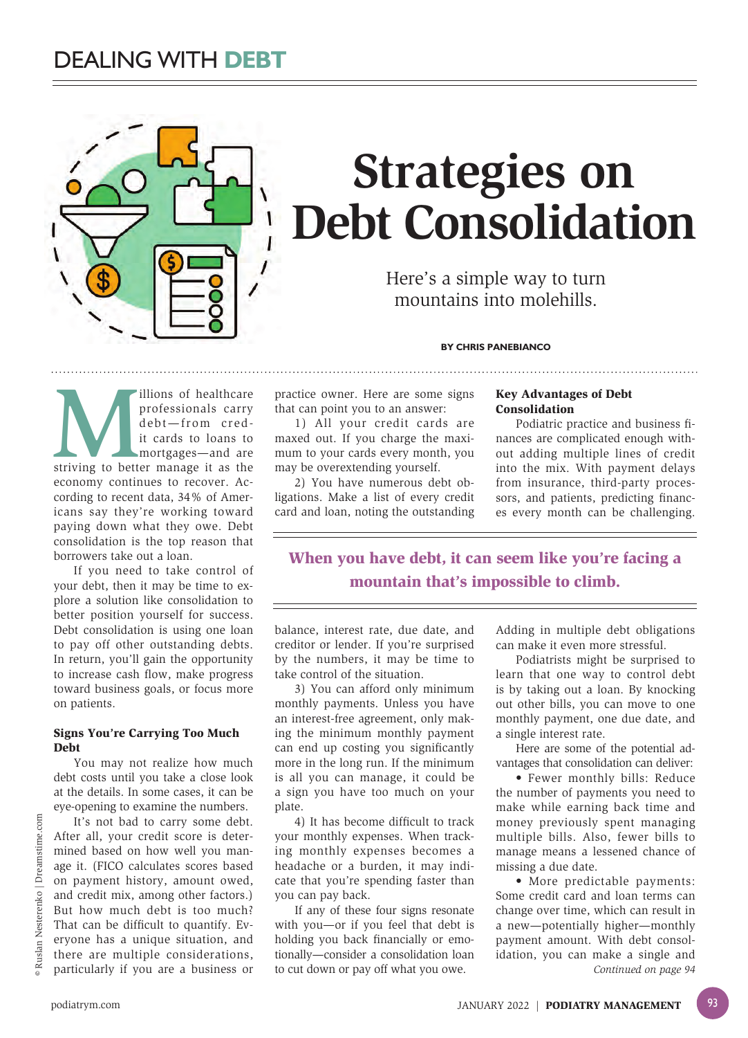# Strategies on Debt Consolidation

Here's a simple way to turn mountains into molehills.

**BY CHRIS PANEBIANCO**

Millions of healthcare professionals carry debt—from credit cards to loans to mortgages—and are striving to better manage it as the economy continues to recover. According to recent data, 34% of Americans say they're working toward paying down what they owe. Debt consolidation is the top reason that borrowers take out a loan.

If you need to take control of your debt, then it may be time to explore a solution like consolidation to better position yourself for success. Debt consolidation is using one loan to pay off other outstanding debts. In return, you'll gain the opportunity to increase cash flow, make progress toward business goals, or focus more on patients.

### Signs You're Carrying Too Much Debt

You may not realize how much debt costs until you take a close look at the details. In some cases, it can be eye-opening to examine the numbers.

It's not bad to carry some debt. After all, your credit score is determined based on how well you manage it. (FICO calculates scores based on payment history, amount owed, and credit mix, among other factors.) But how much debt is too much? That can be difficult to quantify. Everyone has a unique situation, and there are multiple considerations, particularly if you are a business or practice owner. Here are some signs that can point you to an answer:

1) All your credit cards are maxed out. If you charge the maximum to your cards every month, you may be overextending yourself.

2) You have numerous debt obligations. Make a list of every credit card and loan, noting the outstanding balance, interest rate, due date, and creditor or lender. If you're surprised by the numbers, it may be time to take control of the situation.

3) You can afford only minimum monthly payments. Unless you have an interest-free agreement, only making the minimum monthly payment can end up costing you significantly more in the long run. If the minimum is all you can manage, it could be a sign you have too much on your plate.

4) It has become difficult to track your monthly expenses. When tracking monthly expenses becomes a headache or a burden, it may indicate that you're spending faster than you can pay back.

If any of these four signs resonate with you—or if you feel that debt is holding you back financially or emotionally—consider a consolidation loan to cut down or pay off what you owe.

### Key Advantages of Debt Consolidation

Podiatric practice and business finances are complicated enough without adding multiple lines of credit into the mix. With payment delays from insurance, third-party processors, and patients, predicting finances every month can be challenging.

**When you have debt, it can seem like you're facing a mountain that's impossible to climb.**

Adding in multiple debt obligations can make it even more stressful.

Podiatrists might be surprised to learn that one way to control debt is by taking out a loan. By knocking out other bills, you can move to one monthly payment, one due date, and a single interest rate.

Here are some of the potential advantages that consolidation can deliver:

- Fewer monthly bills: Reduce the number of payments you need to make while earning back time and money previously spent managing multiple bills. Also, fewer bills to manage means a lessened chance of missing a due date.
- More predictable payments: Some credit card and loan terms can change over time, which can result in a new—potentially higher—monthly payment amount. With debt consolidation, you can make a single and

*Continued on page 94*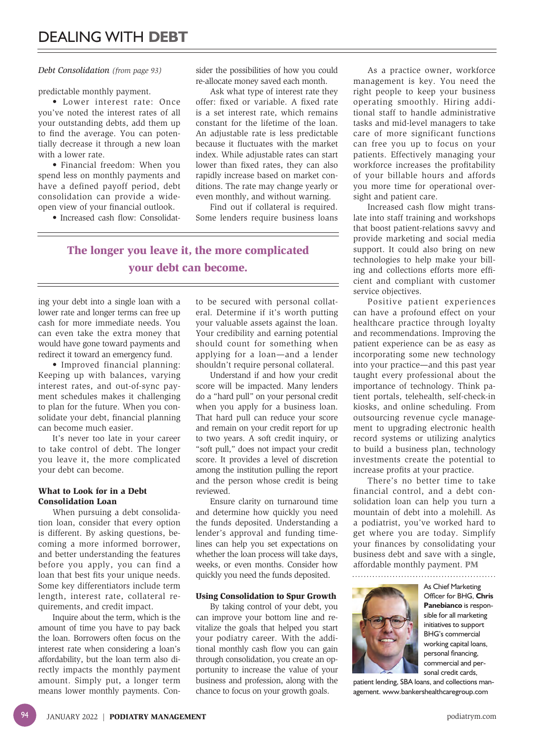*Debt Consolidation (from page 93)*

predictable monthly payment.

• Lower interest rate: Once you've noted the interest rates of all your outstanding debts, add them up to find the average. You can potentially decrease it through a new loan with a lower rate.

• Financial freedom: When you spend less on monthly payments and have a defined payoff period, debt consolidation can provide a wide-open view of your financial outlook.

• Increased cash flow: Consolidating your debt into a single loan with a lower rate and longer terms can free up cash for more immediate needs. You can even take the extra money that would have gone toward payments and redirect it toward an emergency fund.

• Improved financial planning: Keeping up with balances, varying interest rates, and out-of-sync payment schedules makes it challenging to plan for the future. When you consolidate your debt, financial planning can become much easier.

It's never too late in your career to take control of debt. The longer you leave it, the more complicated your debt can become.

**The longer you leave it, the more complicated your debt can become.**

### What to Look for in a Debt Consolidation Loan

When pursuing a debt consolidation loan, consider that every option is different. By asking questions, becoming a more informed borrower, and better understanding the features before you apply, you can find a loan that best fits your unique needs. Some key differentiators include term length, interest rate, collateral requirements, and credit impact.

Inquire about the term, which is the amount of time you have to pay back the loan. Borrowers often focus on the interest rate when considering a loan's affordability, but the loan term also directly impacts the monthly payment amount. Simply put, a longer term means lower monthly payments. Consider the possibilities of how you could re-allocate money saved each month.

Ask what type of interest rate they offer: fixed or variable. A fixed rate is a set interest rate, which remains constant for the lifetime of the loan. An adjustable rate is less predictable because it fluctuates with the market index. While adjustable rates can start lower than fixed rates, they can also rapidly increase based on market conditions. The rate may change yearly or even monthly, and without warning.

Find out if collateral is required. Some lenders require business loans to be secured with personal collateral. Determine if it's worth putting your valuable assets against the loan. Your credibility and earning potential should count for something when applying for a loan—and a lender shouldn't require personal collateral.

Understand if and how your credit score will be impacted. Many lenders do a "hard pull" on your personal credit when you apply for a business loan. That hard pull can reduce your score and remain on your credit report for up to two years. A soft credit inquiry, or "soft pull," does not impact your credit score. It provides a level of discretion among the institution pulling the report and the person whose credit is being reviewed.

Ensure clarity on turnaround time and determine how quickly you need the funds deposited. Understanding a lender's approval and funding timelines can help you set expectations on whether the loan process will take days, weeks, or even months. Consider how quickly you need the funds deposited.

### Using Consolidation to Spur Growth

By taking control of your debt, you can improve your bottom line and revitalize the goals that helped you start your podiatry career. With the additional monthly cash flow you can gain through consolidation, you create an opportunity to increase the value of your business and profession, along with the chance to focus on your growth goals.

As a practice owner, workforce management is key. You need the right people to keep your business operating smoothly. Hiring additional staff to handle administrative tasks and mid-level managers to take care of more significant functions can free you up to focus on your patients. Effectively managing your workforce increases the profitability of your billable hours and affords you more time for operational oversight and patient care.

Increased cash flow might translate into staff training and workshops that boost patient-relations savvy and provide marketing and social media support. It could also bring on new technologies to help make your billing and collections efforts more efficient and compliant with customer service objectives.

Positive patient experiences can have a profound effect on your healthcare practice through loyalty and recommendations. Improving the patient experience can be as easy as incorporating some new technology into your practice—and this past year taught every professional about the importance of technology. Think patient portals, telehealth, self-check-in kiosks, and online scheduling. From outsourcing revenue cycle management to upgrading electronic health record systems or utilizing analytics to build a business plan, technology investments create the potential to increase profits at your practice.

There's no better time to take financial control, and a debt consolidation loan can help you turn a mountain of debt into a molehill. As a podiatrist, you've worked hard to get where you are today. Simplify your finances by consolidating your business debt and save with a single, affordable monthly payment. **PM**

---

As Chief Marketing Officer for BHG, **Chris Panebianco** is responsible for all marketing initiatives to support BHG's commercial working capital loans, personal financing, commercial and personal credit cards, patient lending, SBA loans, and collections management. www.bankershealthcaregroup.com